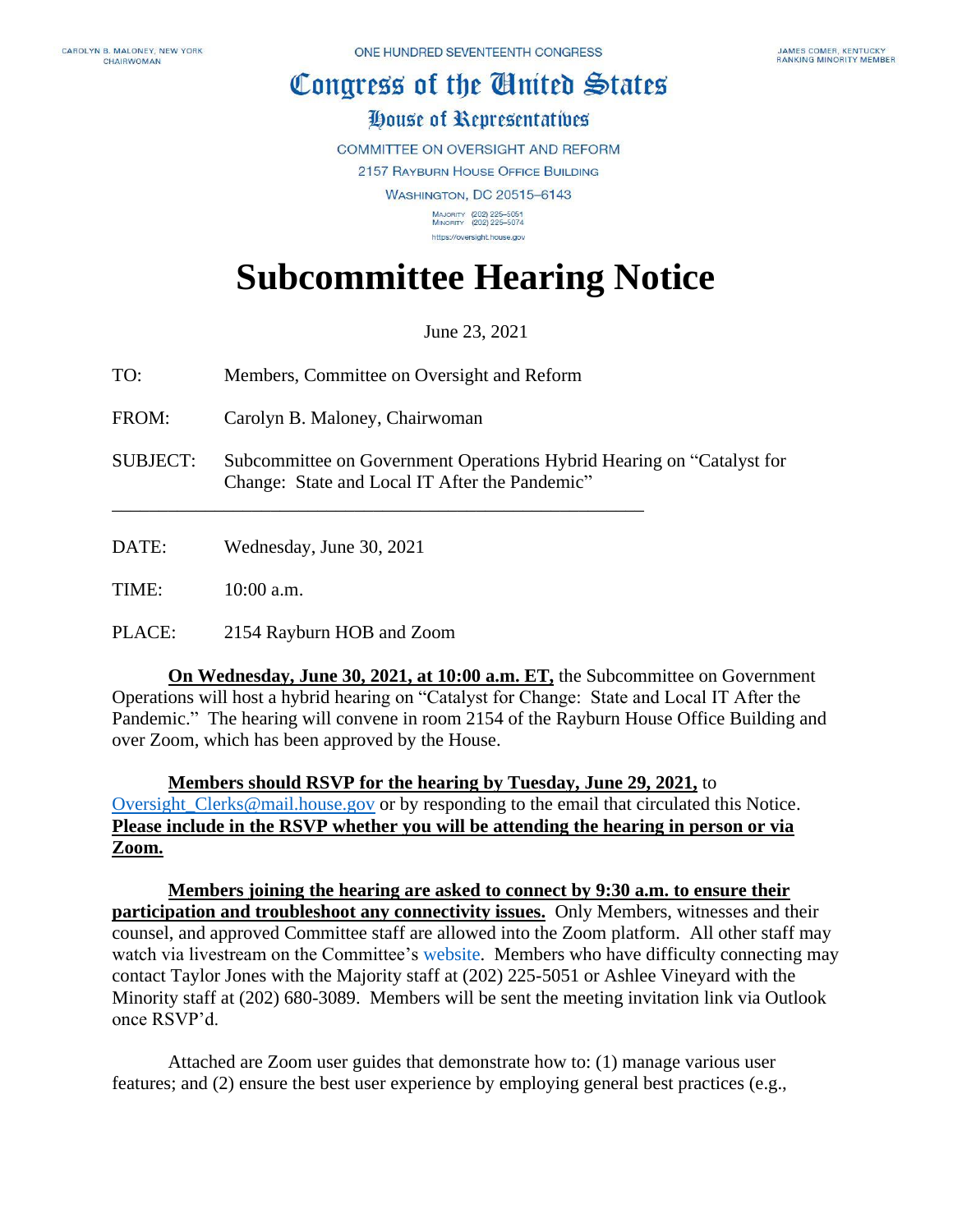CAROLYN B. MALONEY, NEW YORK
CHAIRWOMAN

ONE HUNDRED SEVENTEENTH CONGRESS

JAMES COMER, KENTUCKY
RANKING MINORITY MEMBER

# Congress of the United States

## House of Representatives

COMMITTEE ON OVERSIGHT AND REFORM
2157 RAYBURN HOUSE OFFICE BUILDING
WASHINGTON, DC 20515–6143

MAJORITY (202) 225–5051
MINORITY (202) 225–5074

https://oversight.house.gov

# Subcommittee Hearing Notice

June 23, 2021

TO: Members, Committee on Oversight and Reform

FROM: Carolyn B. Maloney, Chairwoman

SUBJECT: Subcommittee on Government Operations Hybrid Hearing on "Catalyst for Change: State and Local IT After the Pandemic"

---

DATE: Wednesday, June 30, 2021

TIME: 10:00 a.m.

PLACE: 2154 Rayburn HOB and Zoom

**On Wednesday, June 30, 2021, at 10:00 a.m. ET,** the Subcommittee on Government Operations will host a hybrid hearing on "Catalyst for Change: State and Local IT After the Pandemic." The hearing will convene in room 2154 of the Rayburn House Office Building and over Zoom, which has been approved by the House.

**Members should RSVP for the hearing by Tuesday, June 29, 2021,** to Oversight_Clerks@mail.house.gov or by responding to the email that circulated this Notice. **Please include in the RSVP whether you will be attending the hearing in person or via Zoom.**

**Members joining the hearing are asked to connect by 9:30 a.m. to ensure their participation and troubleshoot any connectivity issues.** Only Members, witnesses and their counsel, and approved Committee staff are allowed into the Zoom platform. All other staff may watch via livestream on the Committee's website. Members who have difficulty connecting may contact Taylor Jones with the Majority staff at (202) 225-5051 or Ashlee Vineyard with the Minority staff at (202) 680-3089. Members will be sent the meeting invitation link via Outlook once RSVP'd.

Attached are Zoom user guides that demonstrate how to: (1) manage various user features; and (2) ensure the best user experience by employing general best practices (e.g.,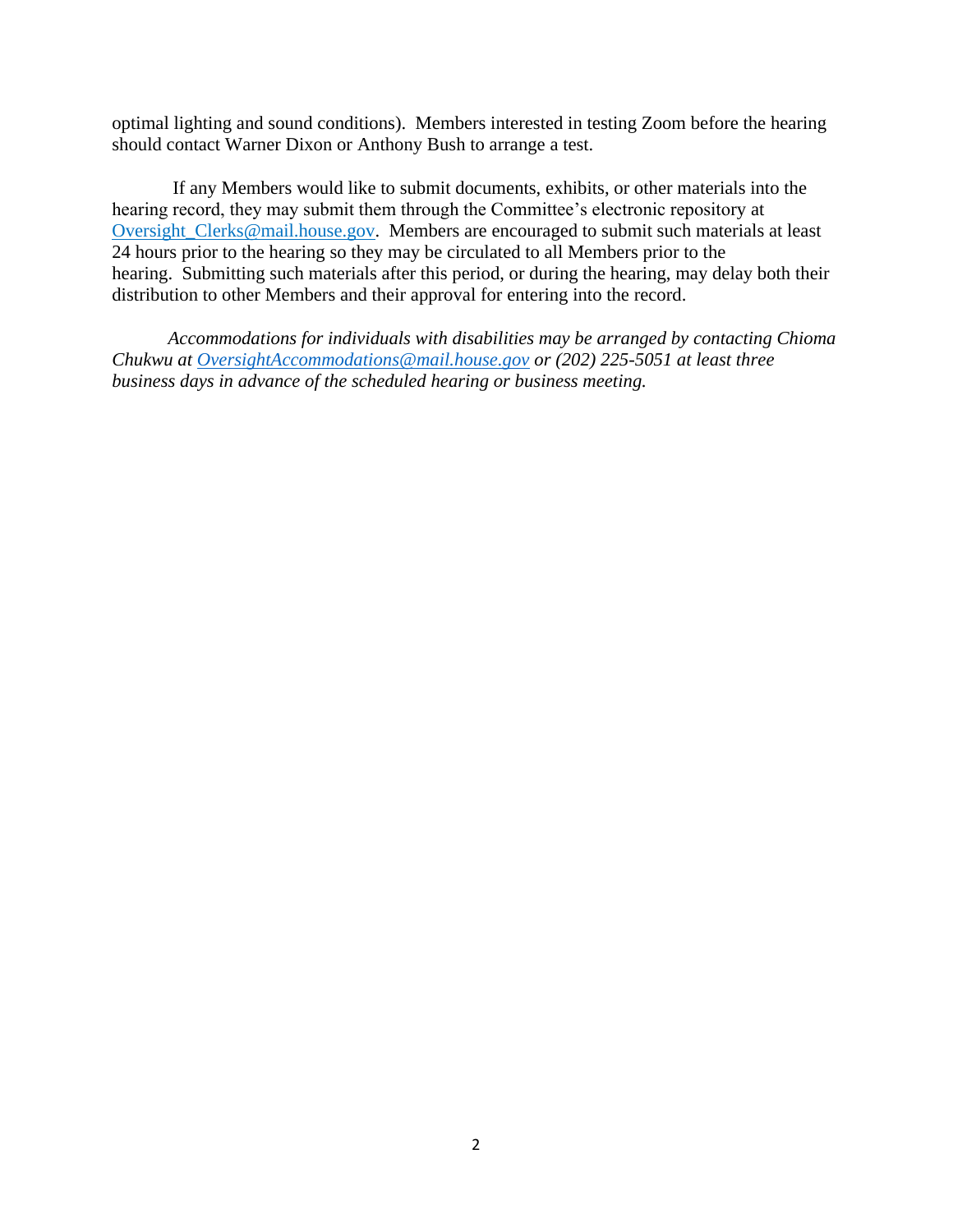optimal lighting and sound conditions). Members interested in testing Zoom before the hearing should contact Warner Dixon or Anthony Bush to arrange a test.

If any Members would like to submit documents, exhibits, or other materials into the hearing record, they may submit them through the Committee's electronic repository at Oversight_Clerks@mail.house.gov. Members are encouraged to submit such materials at least 24 hours prior to the hearing so they may be circulated to all Members prior to the hearing. Submitting such materials after this period, or during the hearing, may delay both their distribution to other Members and their approval for entering into the record.

*Accommodations for individuals with disabilities may be arranged by contacting Chioma Chukwu at OversightAccommodations@mail.house.gov or (202) 225-5051 at least three business days in advance of the scheduled hearing or business meeting.*